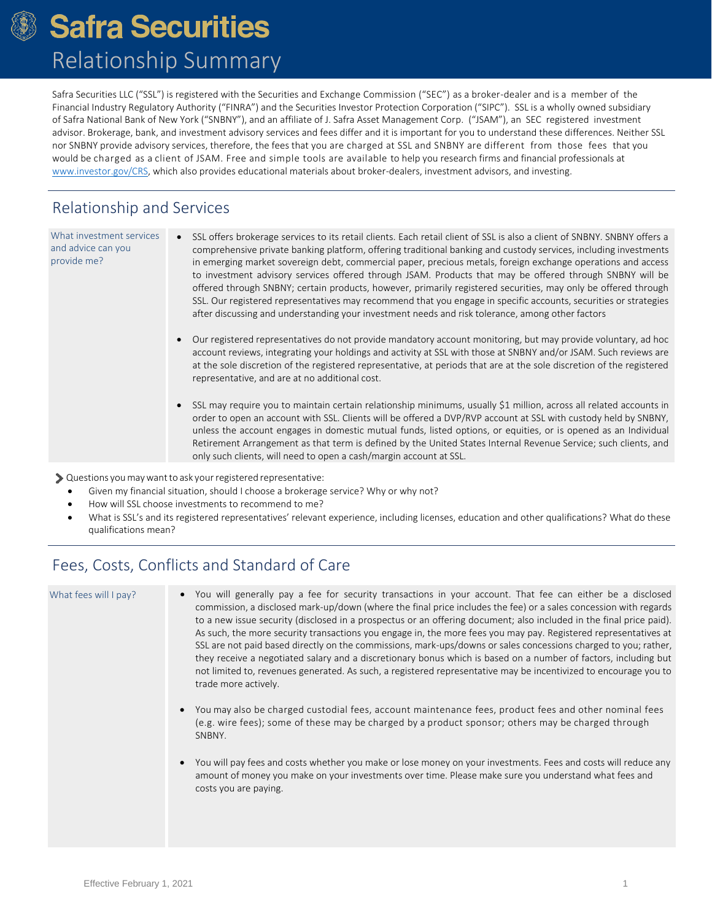# Safra Securities

## Relationship Summary

Safra Securities LLC ("SSL") is registered with the Securities and Exchange Commission ("SEC") as a broker-dealer and is a member of the Financial Industry Regulatory Authority ("FINRA") and the Securities Investor Protection Corporation ("SIPC"). SSL is a wholly owned subsidiary of Safra National Bank of New York ("SNBNY"), and an affiliate of J. Safra Asset Management Corp. ("JSAM"), an SEC registered investment advisor. Brokerage, bank, and investment advisory services and fees differ and it is important for you to understand these differences. Neither SSL nor SNBNY provide advisory services, therefore, the fees that you are charged at SSL and SNBNY are different from those fees that you would be charged as a client of JSAM. Free and simple tools are available to help you research firms and financial professionals at www.investor.gov/CRS, which also provides educational materials about broker-dealers, investment advisors, and investing.

## Relationship and Services

**What investment services and advice can you provide me?**

- SSL offers brokerage services to its retail clients. Each retail client of SSL is also a client of SNBNY. SNBNY offers a comprehensive private banking platform, offering traditional banking and custody services, including investments in emerging market sovereign debt, commercial paper, precious metals, foreign exchange operations and access to investment advisory services offered through JSAM. Products that may be offered through SNBNY will be offered through SNBNY; certain products, however, primarily registered securities, may only be offered through SSL. Our registered representatives may recommend that you engage in specific accounts, securities or strategies after discussing and understanding your investment needs and risk tolerance, among other factors

- Our registered representatives do not provide mandatory account monitoring, but may provide voluntary, ad hoc account reviews, integrating your holdings and activity at SSL with those at SNBNY and/or JSAM. Such reviews are at the sole discretion of the registered representative, at periods that are at the sole discretion of the registered representative, and are at no additional cost.

- SSL may require you to maintain certain relationship minimums, usually $1 million, across all related accounts in order to open an account with SSL. Clients will be offered a DVP/RVP account at SSL with custody held by SNBNY, unless the account engages in domestic mutual funds, listed options, or equities, or is opened as an Individual Retirement Arrangement as that term is defined by the United States Internal Revenue Service; such clients, and only such clients, will need to open a cash/margin account at SSL.

Questions you may want to ask your registered representative:

- Given my financial situation, should I choose a brokerage service? Why or why not?
- How will SSL choose investments to recommend to me?
- What is SSL's and its registered representatives' relevant experience, including licenses, education and other qualifications? What do these qualifications mean?

## Fees, Costs, Conflicts and Standard of Care

**What fees will I pay?**

- You will generally pay a fee for security transactions in your account. That fee can either be a disclosed commission, a disclosed mark-up/down (where the final price includes the fee) or a sales concession with regards to a new issue security (disclosed in a prospectus or an offering document; also included in the final price paid). As such, the more security transactions you engage in, the more fees you may pay. Registered representatives at SSL are not paid based directly on the commissions, mark-ups/downs or sales concessions charged to you; rather, they receive a negotiated salary and a discretionary bonus which is based on a number of factors, including but not limited to, revenues generated. As such, a registered representative may be incentivized to encourage you to trade more actively.

- You may also be charged custodial fees, account maintenance fees, product fees and other nominal fees (e.g. wire fees); some of these may be charged by a product sponsor; others may be charged through SNBNY.

- You will pay fees and costs whether you make or lose money on your investments. Fees and costs will reduce any amount of money you make on your investments over time. Please make sure you understand what fees and costs you are paying.

Effective February 1, 2021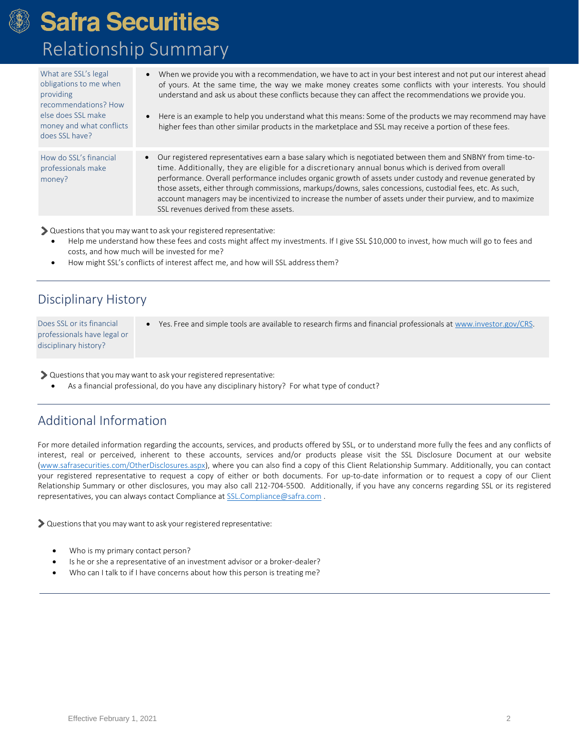| | |
|---|---|
| What are SSL's legal obligations to me when providing recommendations? How else does SSL make money and what conflicts does SSL have? | • When we provide you with a recommendation, we have to act in your best interest and not put our interest ahead of yours. At the same time, the way we make money creates some conflicts with your interests. You should understand and ask us about these conflicts because they can affect the recommendations we provide you.<br><br>• Here is an example to help you understand what this means: Some of the products we may recommend may have higher fees than other similar products in the marketplace and SSL may receive a portion of these fees. |
| How do SSL's financial professionals make money? | • Our registered representatives earn a base salary which is negotiated between them and SNBNY from time-to-time. Additionally, they are eligible for a discretionary annual bonus which is derived from overall performance. Overall performance includes organic growth of assets under custody and revenue generated by those assets, either through commissions, markups/downs, sales concessions, custodial fees, etc. As such, account managers may be incentivized to increase the number of assets under their purview, and to maximize SSL revenues derived from these assets. |

➤ Questions that you may want to ask your registered representative:

- Help me understand how these fees and costs might affect my investments. If I give SSL $10,000 to invest, how much will go to fees and costs, and how much will be invested for me?
- How might SSL's conflicts of interest affect me, and how will SSL address them?

## Disciplinary History

| | |
|---|---|
| Does SSL or its financial professionals have legal or disciplinary history? | • Yes. Free and simple tools are available to research firms and financial professionals at www.investor.gov/CRS. |

➤ Questions that you may want to ask your registered representative:

- As a financial professional, do you have any disciplinary history? For what type of conduct?

## Additional Information

For more detailed information regarding the accounts, services, and products offered by SSL, or to understand more fully the fees and any conflicts of interest, real or perceived, inherent to these accounts, services and/or products please visit the SSL Disclosure Document at our website (www.safrasecurities.com/OtherDisclosures.aspx), where you can also find a copy of this Client Relationship Summary. Additionally, you can contact your registered representative to request a copy of either or both documents. For up-to-date information or to request a copy of our Client Relationship Summary or other disclosures, you may also call 212-704-5500. Additionally, if you have any concerns regarding SSL or its registered representatives, you can always contact Compliance at SSL.Compliance@safra.com .

➤ Questions that you may want to ask your registered representative:

- Who is my primary contact person?
- Is he or she a representative of an investment advisor or a broker-dealer?
- Who can I talk to if I have concerns about how this person is treating me?